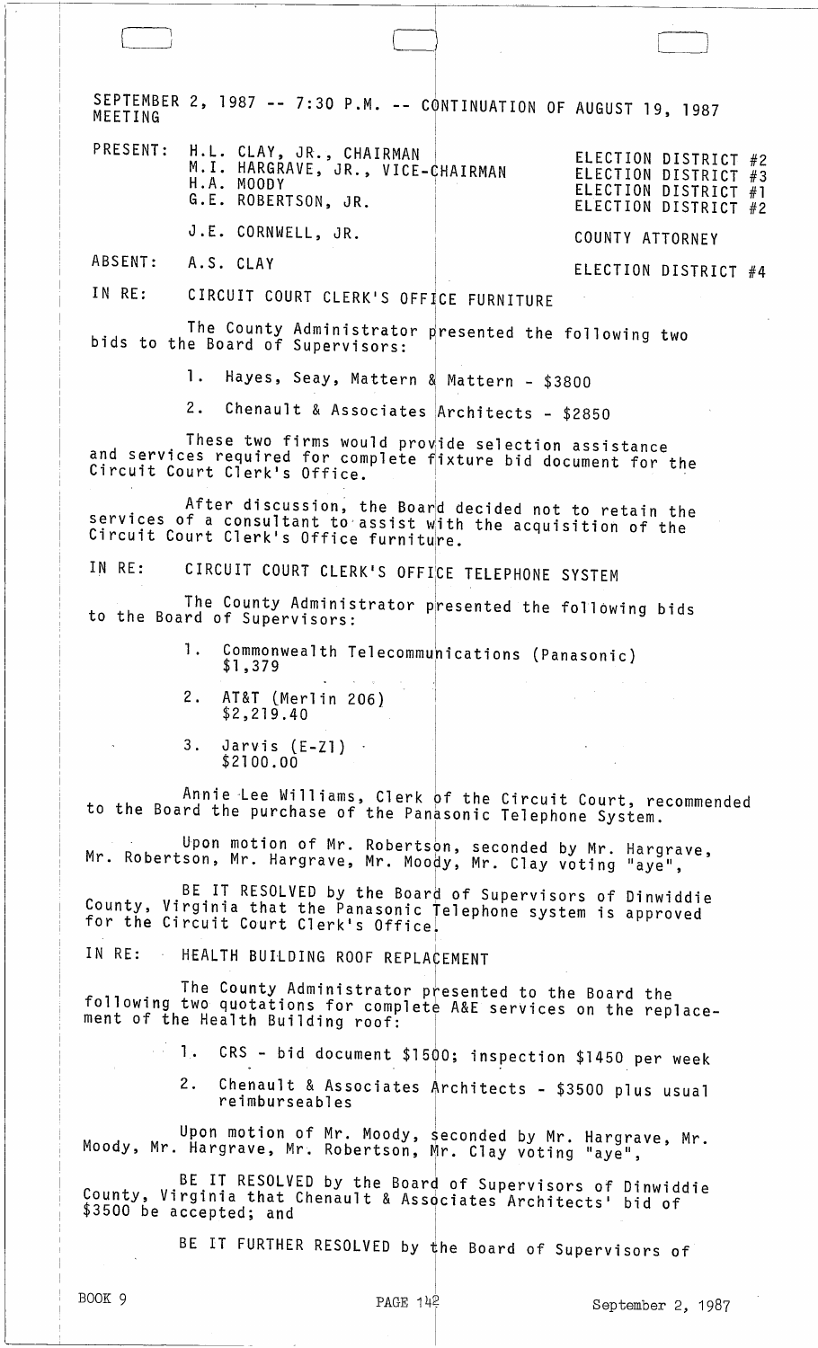SEPTEMBER 2, 1987 -- 7:30 P.M. -- CONTINUATION OF AUGUST 19, 1987 MEETING

| | | |
|---|---|---|
| PRESENT: | H.L. CLAY, JR., CHAIRMAN | ELECTION DISTRICT #2 |
| | M.I. HARGRAVE, JR., VICE-CHAIRMAN | ELECTION DISTRICT #3 |
| | H.A. MOODY | ELECTION DISTRICT #1 |
| | G.E. ROBERTSON, JR. | ELECTION DISTRICT #2 |
| | J.E. CORNWELL, JR. | COUNTY ATTORNEY |
| ABSENT: | A.S. CLAY | ELECTION DISTRICT #4 |

IN RE: CIRCUIT COURT CLERK'S OFFICE FURNITURE

The County Administrator presented the following two bids to the Board of Supervisors:

1. Hayes, Seay, Mattern & Mattern - $3800
2. Chenault & Associates Architects - $2850

These two firms would provide selection assistance and services required for complete fixture bid document for the Circuit Court Clerk's Office.

After discussion, the Board decided not to retain the services of a consultant to assist with the acquisition of the Circuit Court Clerk's Office furniture.

IN RE: CIRCUIT COURT CLERK'S OFFICE TELEPHONE SYSTEM

The County Administrator presented the following bids to the Board of Supervisors:

1. Commonwealth Telecommunications (Panasonic) $1,379
2. AT&T (Merlin 206) $2,219.40
3. Jarvis (E-Z1) $2100.00

Annie Lee Williams, Clerk of the Circuit Court, recommended to the Board the purchase of the Panasonic Telephone System.

Upon motion of Mr. Robertson, seconded by Mr. Hargrave, Mr. Robertson, Mr. Hargrave, Mr. Moody, Mr. Clay voting "aye",

BE IT RESOLVED by the Board of Supervisors of Dinwiddie County, Virginia that the Panasonic Telephone system is approved for the Circuit Court Clerk's Office.

IN RE: HEALTH BUILDING ROOF REPLACEMENT

The County Administrator presented to the Board the following two quotations for complete A&E services on the replacement of the Health Building roof:

1. CRS - bid document $1500; inspection $1450 per week
2. Chenault & Associates Architects - $3500 plus usual reimbursables

Upon motion of Mr. Moody, seconded by Mr. Hargrave, Mr. Moody, Mr. Hargrave, Mr. Robertson, Mr. Clay voting "aye",

BE IT RESOLVED by the Board of Supervisors of Dinwiddie County, Virginia that Chenault & Associates Architects' bid of $3500 be accepted; and

BE IT FURTHER RESOLVED by the Board of Supervisors of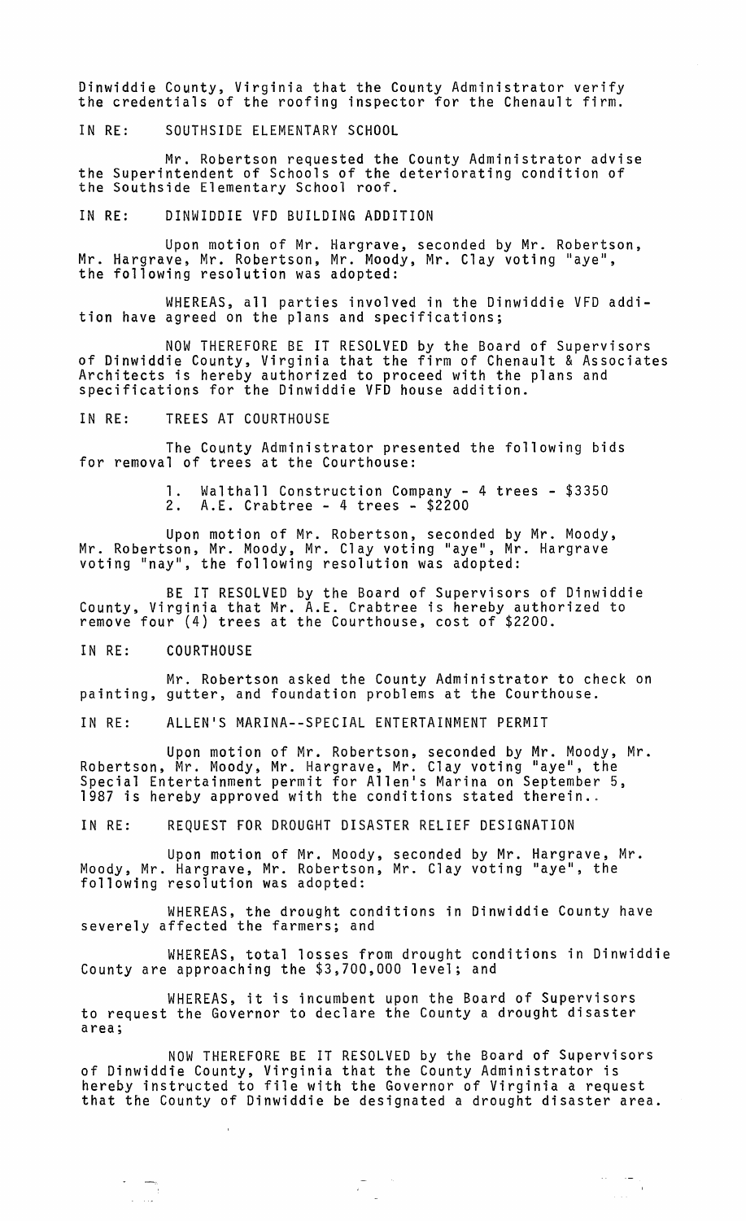Dinwiddie County, Virginia that the County Administrator verify the credentials of the roofing inspector for the Chenault firm.

IN RE: SOUTHSIDE ELEMENTARY SCHOOL

Mr. Robertson requested the County Administrator advise the Superintendent of Schools of the deteriorating condition of the Southside Elementary School roof.

IN RE: DINWIDDIE VFD BUILDING ADDITION

Upon motion of Mr. Hargrave, seconded by Mr. Robertson, Mr. Hargrave, Mr. Robertson, Mr. Moody, Mr. Clay voting "aye", the following resolution was adopted:

WHEREAS, all parties involved in the Dinwiddie VFD addition have agreed on the plans and specifications;

NOW THEREFORE BE IT RESOLVED by the Board of Supervisors of Dinwiddie County, Virginia that the firm of Chenault & Associates Architects is hereby authorized to proceed with the plans and specifications for the Dinwiddie VFD house addition.

IN RE: TREES AT COURTHOUSE

The County Administrator presented the following bids for removal of trees at the Courthouse:

1. Walthall Construction Company - 4 trees - $3350
2. A.E. Crabtree - 4 trees - $2200

Upon motion of Mr. Robertson, seconded by Mr. Moody, Mr. Robertson, Mr. Moody, Mr. Clay voting "aye", Mr. Hargrave voting "nay", the following resolution was adopted:

BE IT RESOLVED by the Board of Supervisors of Dinwiddie County, Virginia that Mr. A.E. Crabtree is hereby authorized to remove four (4) trees at the Courthouse, cost of $2200.

IN RE: COURTHOUSE

Mr. Robertson asked the County Administrator to check on painting, gutter, and foundation problems at the Courthouse.

IN RE: ALLEN'S MARINA--SPECIAL ENTERTAINMENT PERMIT

Upon motion of Mr. Robertson, seconded by Mr. Moody, Mr. Robertson, Mr. Moody, Mr. Hargrave, Mr. Clay voting "aye", the Special Entertainment permit for Allen's Marina on September 5, 1987 is hereby approved with the conditions stated therein..

IN RE: REQUEST FOR DROUGHT DISASTER RELIEF DESIGNATION

Upon motion of Mr. Moody, seconded by Mr. Hargrave, Mr. Moody, Mr. Hargrave, Mr. Robertson, Mr. Clay voting "aye", the following resolution was adopted:

WHEREAS, the drought conditions in Dinwiddie County have severely affected the farmers; and

WHEREAS, total losses from drought conditions in Dinwiddie County are approaching the $3,700,000 level; and

WHEREAS, it is incumbent upon the Board of Supervisors to request the Governor to declare the County a drought disaster area;

NOW THEREFORE BE IT RESOLVED by the Board of Supervisors of Dinwiddie County, Virginia that the County Administrator is hereby instructed to file with the Governor of Virginia a request that the County of Dinwiddie be designated a drought disaster area.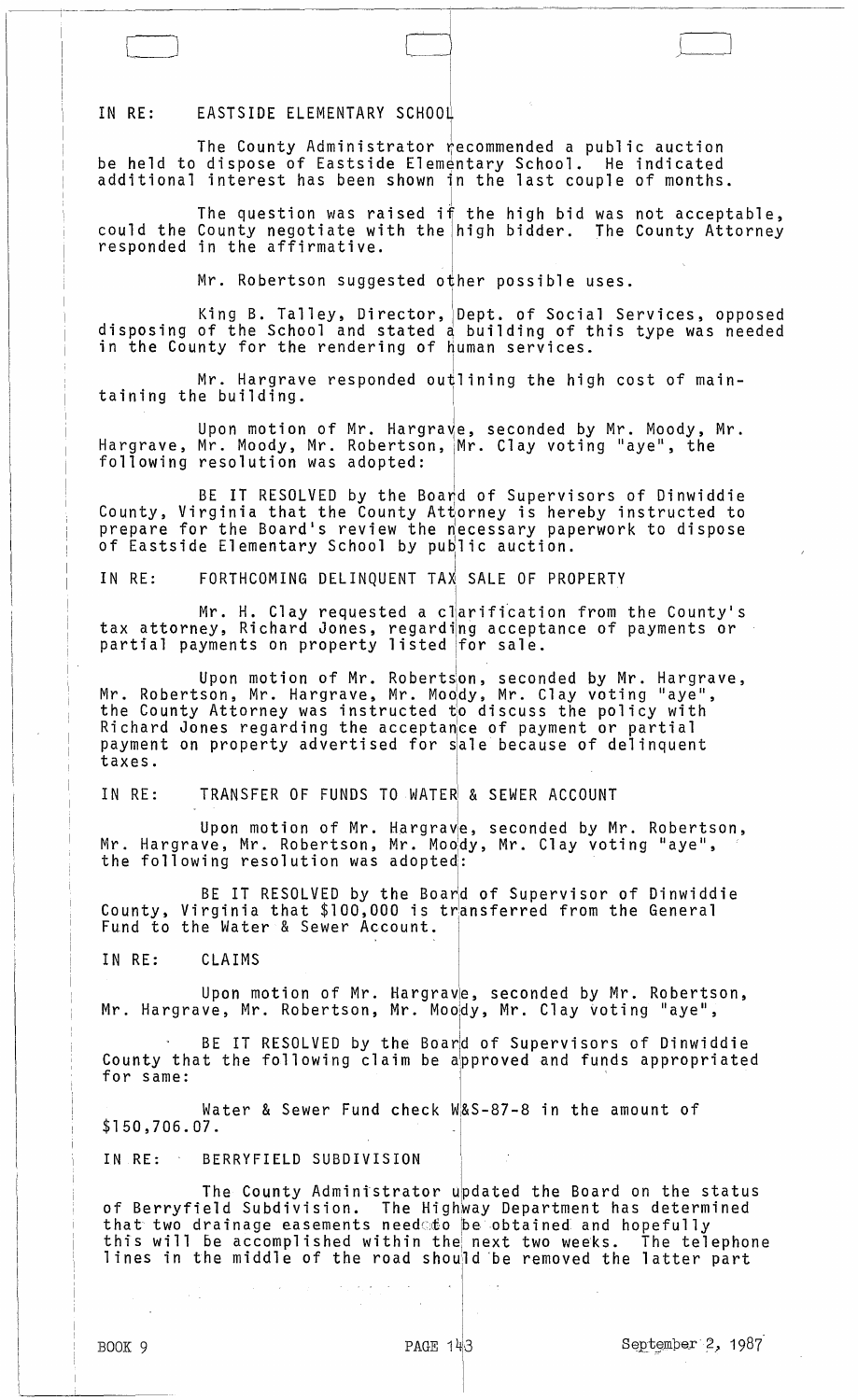IN RE: EASTSIDE ELEMENTARY SCHOOL

The County Administrator recommended a public auction be held to dispose of Eastside Elementary School. He indicated additional interest has been shown in the last couple of months.

The question was raised if the high bid was not acceptable, could the County negotiate with the high bidder. The County Attorney responded in the affirmative.

Mr. Robertson suggested other possible uses.

King B. Talley, Director, Dept. of Social Services, opposed disposing of the School and stated a building of this type was needed in the County for the rendering of human services.

Mr. Hargrave responded outlining the high cost of maintaining the building.

Upon motion of Mr. Hargrave, seconded by Mr. Moody, Mr. Hargrave, Mr. Moody, Mr. Robertson, Mr. Clay voting "aye", the following resolution was adopted:

BE IT RESOLVED by the Board of Supervisors of Dinwiddie County, Virginia that the County Attorney is hereby instructed to prepare for the Board's review the necessary paperwork to dispose of Eastside Elementary School by public auction.

IN RE: FORTHCOMING DELINQUENT TAX SALE OF PROPERTY

Mr. H. Clay requested a clarification from the County's tax attorney, Richard Jones, regarding acceptance of payments or partial payments on property listed for sale.

Upon motion of Mr. Robertson, seconded by Mr. Hargrave, Mr. Robertson, Mr. Hargrave, Mr. Moody, Mr. Clay voting "aye", the County Attorney was instructed to discuss the policy with Richard Jones regarding the acceptance of payment or partial payment on property advertised for sale because of delinquent taxes.

IN RE: TRANSFER OF FUNDS TO WATER & SEWER ACCOUNT

Upon motion of Mr. Hargrave, seconded by Mr. Robertson, Mr. Hargrave, Mr. Robertson, Mr. Moody, Mr. Clay voting "aye", the following resolution was adopted:

BE IT RESOLVED by the Board of Supervisor of Dinwiddie County, Virginia that $100,000 is transferred from the General Fund to the Water & Sewer Account.

IN RE: CLAIMS

Upon motion of Mr. Hargrave, seconded by Mr. Robertson, Mr. Hargrave, Mr. Robertson, Mr. Moody, Mr. Clay voting "aye",

BE IT RESOLVED by the Board of Supervisors of Dinwiddie County that the following claim be approved and funds appropriated for same:

Water & Sewer Fund check W&S-87-8 in the amount of $150,706.07.

IN RE: BERRYFIELD SUBDIVISION

The County Administrator updated the Board on the status of Berryfield Subdivision. The Highway Department has determined that two drainage easements need to be obtained and hopefully this will be accomplished within the next two weeks. The telephone lines in the middle of the road should be removed the latter part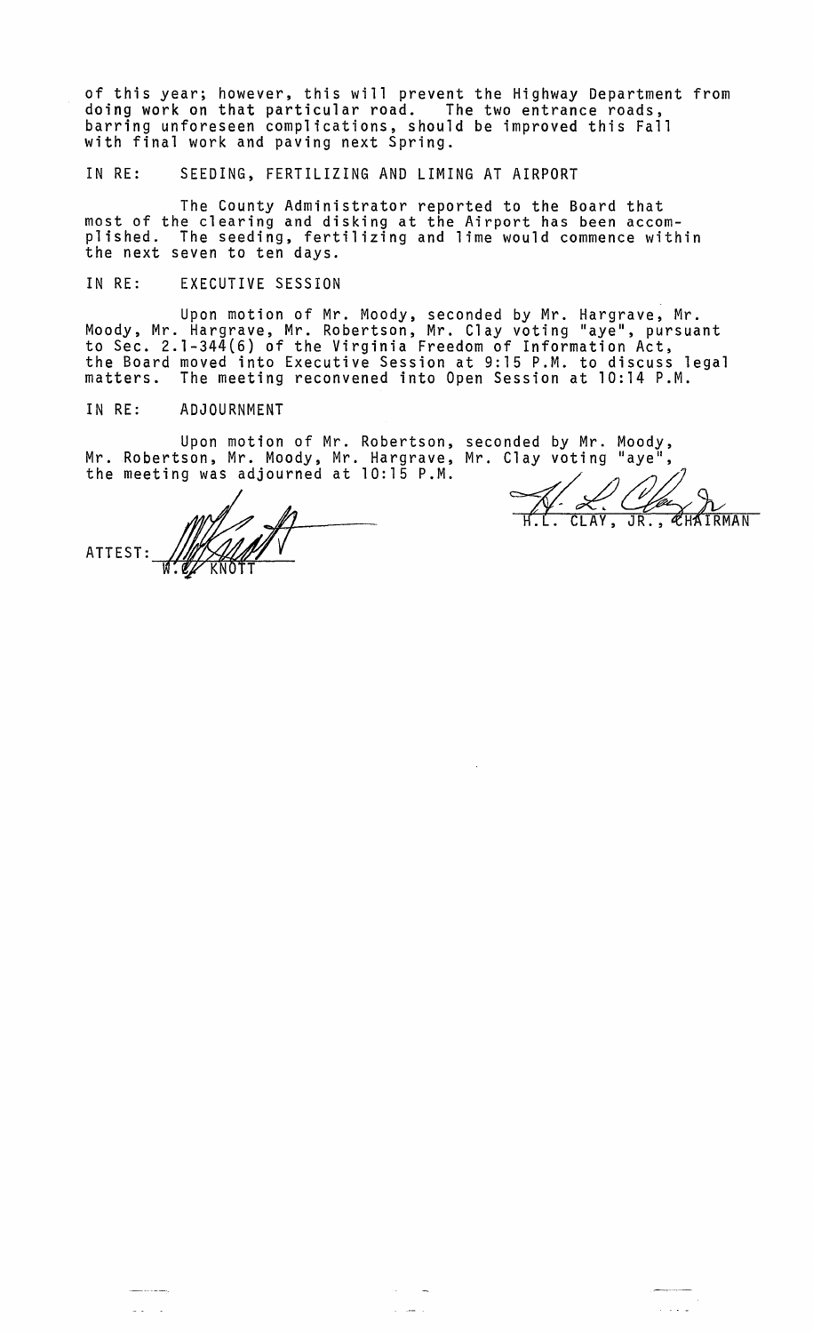of this year; however, this will prevent the Highway Department from doing work on that particular road. The two entrance roads, barring unforeseen complications, should be improved this Fall with final work and paving next Spring.

IN RE: SEEDING, FERTILIZING AND LIMING AT AIRPORT

The County Administrator reported to the Board that most of the clearing and disking at the Airport has been accomplished. The seeding, fertilizing and lime would commence within the next seven to ten days.

IN RE: EXECUTIVE SESSION

Upon motion of Mr. Moody, seconded by Mr. Hargrave, Mr. Moody, Mr. Hargrave, Mr. Robertson, Mr. Clay voting "aye", pursuant to Sec. 2.1-344(6) of the Virginia Freedom of Information Act, the Board moved into Executive Session at 9:15 P.M. to discuss legal matters. The meeting reconvened into Open Session at 10:14 P.M.

IN RE: ADJOURNMENT

Upon motion of Mr. Robertson, seconded by Mr. Moody, Mr. Robertson, Mr. Moody, Mr. Hargrave, Mr. Clay voting "aye", the meeting was adjourned at 10:15 P.M.

H.L. CLAY, JR., CHAIRMAN

ATTEST: W.E. KNOTT